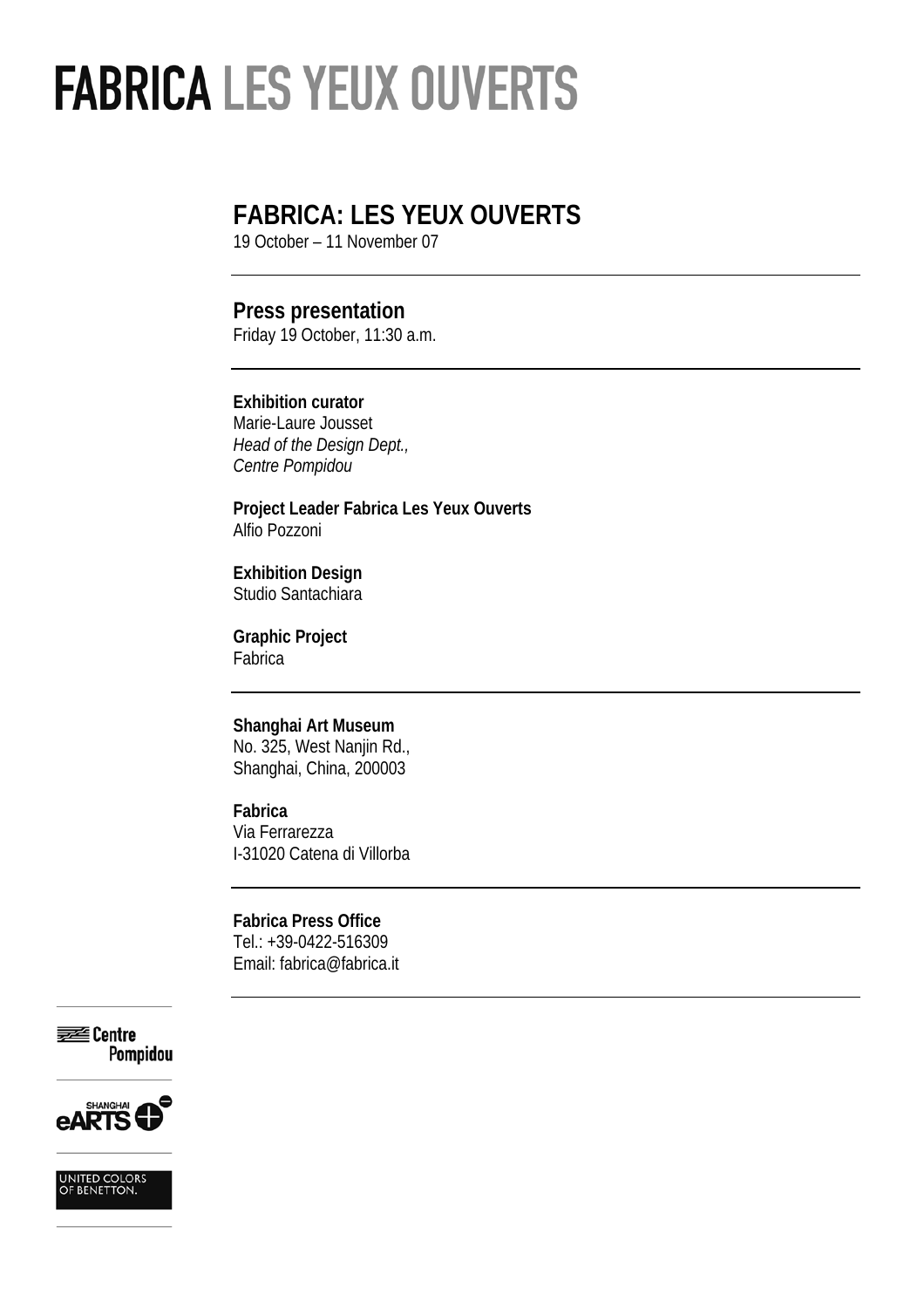# FABRICA LES YEUX OUVERTS

## FABRICA: LES YEUX OUVERTS

19 October – 11 November 07

---

### Press presentation

Friday 19 October, 11:30 a.m.

---

**Exhibition curator**
Marie-Laure Jousset
*Head of the Design Dept.,*
*Centre Pompidou*

**Project Leader Fabrica Les Yeux Ouverts**
Alfio Pozzoni

**Exhibition Design**
Studio Santachiara

**Graphic Project**
Fabrica

---

**Shanghai Art Museum**
No. 325, West Nanjin Rd.,
Shanghai, China, 200003

**Fabrica**
Via Ferrarezza
I-31020 Catena di Villorba

---

**Fabrica Press Office**
Tel.: +39-0422-516309
Email: fabrica@fabrica.it

---

Centre Pompidou

SHANGHAI eARTS

UNITED COLORS OF BENETTON.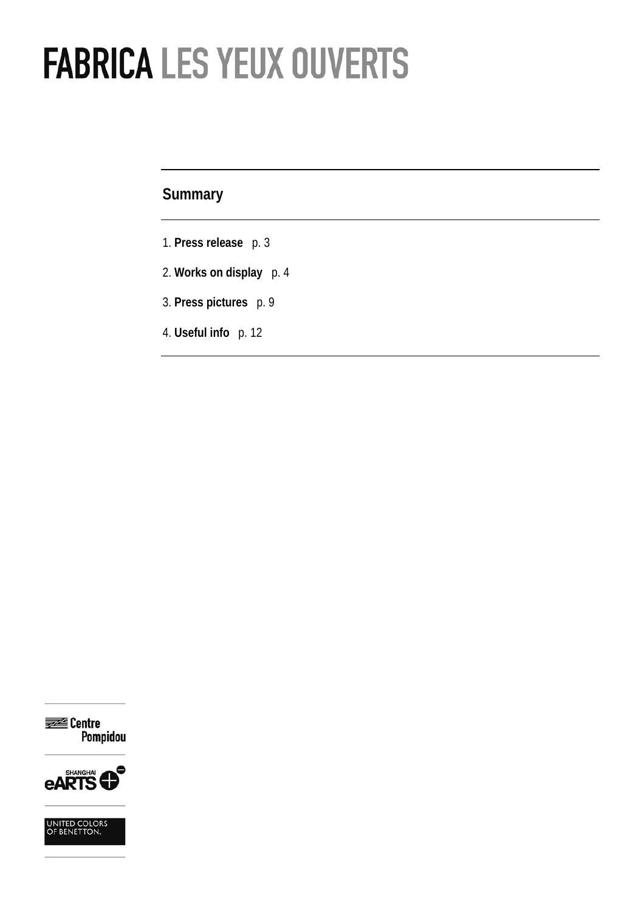# FABRICA LES YEUX OUVERTS

## Summary

1. **Press release** p. 3
2. **Works on display** p. 4
3. **Press pictures** p. 9
4. **Useful info** p. 12

Centre Pompidou

SHANGHAI eARTS

UNITED COLORS OF BENETTON.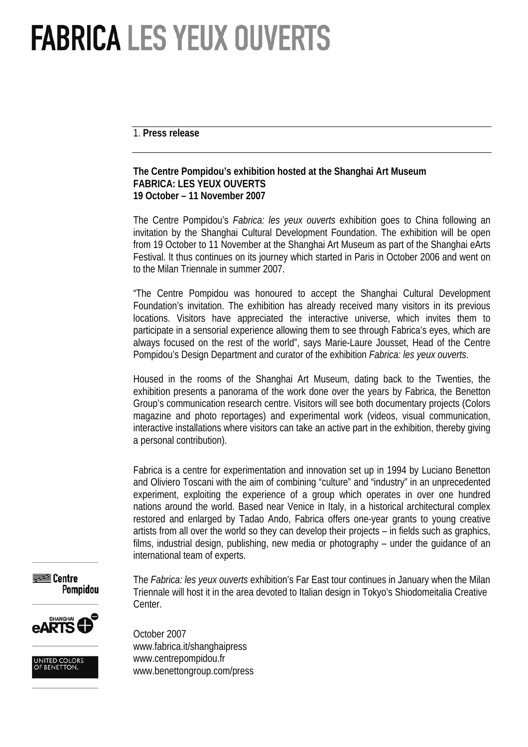# FABRICA LES YEUX OUVERTS

1. **Press release**

**The Centre Pompidou's exhibition hosted at the Shanghai Art Museum**
**FABRICA: LES YEUX OUVERTS**
**19 October – 11 November 2007**

The Centre Pompidou's *Fabrica: les yeux ouverts* exhibition goes to China following an invitation by the Shanghai Cultural Development Foundation. The exhibition will be open from 19 October to 11 November at the Shanghai Art Museum as part of the Shanghai eArts Festival. It thus continues on its journey which started in Paris in October 2006 and went on to the Milan Triennale in summer 2007.

"The Centre Pompidou was honoured to accept the Shanghai Cultural Development Foundation's invitation. The exhibition has already received many visitors in its previous locations. Visitors have appreciated the interactive universe, which invites them to participate in a sensorial experience allowing them to see through Fabrica's eyes, which are always focused on the rest of the world", says Marie-Laure Jousset, Head of the Centre Pompidou's Design Department and curator of the exhibition *Fabrica: les yeux ouverts*.

Housed in the rooms of the Shanghai Art Museum, dating back to the Twenties, the exhibition presents a panorama of the work done over the years by Fabrica, the Benetton Group's communication research centre. Visitors will see both documentary projects (Colors magazine and photo reportages) and experimental work (videos, visual communication, interactive installations where visitors can take an active part in the exhibition, thereby giving a personal contribution).

Fabrica is a centre for experimentation and innovation set up in 1994 by Luciano Benetton and Oliviero Toscani with the aim of combining "culture" and "industry" in an unprecedented experiment, exploiting the experience of a group which operates in over one hundred nations around the world. Based near Venice in Italy, in a historical architectural complex restored and enlarged by Tadao Ando, Fabrica offers one-year grants to young creative artists from all over the world so they can develop their projects – in fields such as graphics, films, industrial design, publishing, new media or photography – under the guidance of an international team of experts.

The *Fabrica: les yeux ouverts* exhibition's Far East tour continues in January when the Milan Triennale will host it in the area devoted to Italian design in Tokyo's Shiodomeitalia Creative Center.

October 2007
www.fabrica.it/shanghaipress
www.centrepompidou.fr
www.benettongroup.com/press

Centre Pompidou
SHANGHAI eARTS
UNITED COLORS OF BENETTON.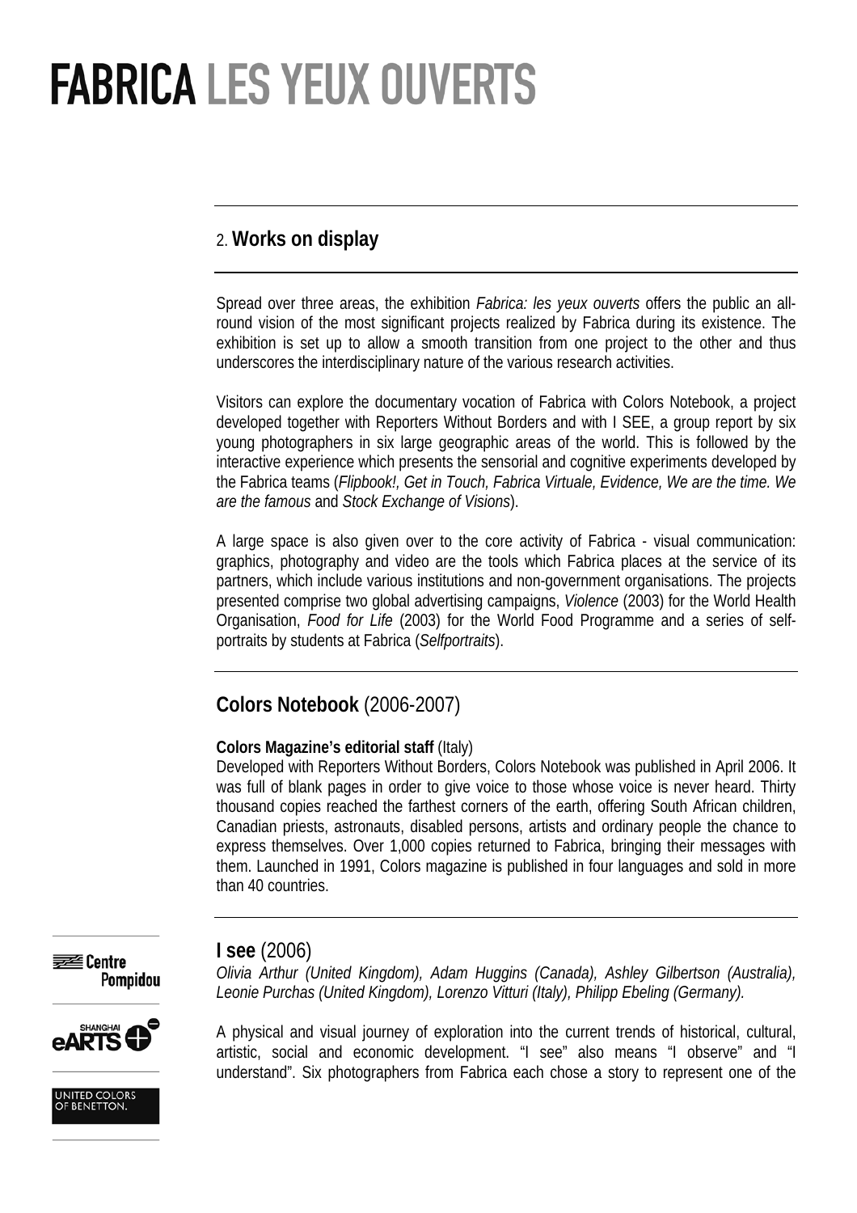## 2. **Works on display**

Spread over three areas, the exhibition *Fabrica: les yeux ouverts* offers the public an all-round vision of the most significant projects realized by Fabrica during its existence. The exhibition is set up to allow a smooth transition from one project to the other and thus underscores the interdisciplinary nature of the various research activities.

Visitors can explore the documentary vocation of Fabrica with Colors Notebook, a project developed together with Reporters Without Borders and with I SEE, a group report by six young photographers in six large geographic areas of the world. This is followed by the interactive experience which presents the sensorial and cognitive experiments developed by the Fabrica teams (*Flipbook!, Get in Touch, Fabrica Virtuale, Evidence, We are the time. We are the famous* and *Stock Exchange of Visions*).

A large space is also given over to the core activity of Fabrica - visual communication: graphics, photography and video are the tools which Fabrica places at the service of its partners, which include various institutions and non-government organisations. The projects presented comprise two global advertising campaigns, *Violence* (2003) for the World Health Organisation, *Food for Life* (2003) for the World Food Programme and a series of self-portraits by students at Fabrica (*Selfportraits*).

## **Colors Notebook** (2006-2007)

**Colors Magazine's editorial staff** (Italy)
Developed with Reporters Without Borders, Colors Notebook was published in April 2006. It was full of blank pages in order to give voice to those whose voice is never heard. Thirty thousand copies reached the farthest corners of the earth, offering South African children, Canadian priests, astronauts, disabled persons, artists and ordinary people the chance to express themselves. Over 1,000 copies returned to Fabrica, bringing their messages with them. Launched in 1991, Colors magazine is published in four languages and sold in more than 40 countries.

## **I see** (2006)

*Olivia Arthur (United Kingdom), Adam Huggins (Canada), Ashley Gilbertson (Australia), Leonie Purchas (United Kingdom), Lorenzo Vitturi (Italy), Philipp Ebeling (Germany).*

A physical and visual journey of exploration into the current trends of historical, cultural, artistic, social and economic development. "I see" also means "I observe" and "I understand". Six photographers from Fabrica each chose a story to represent one of the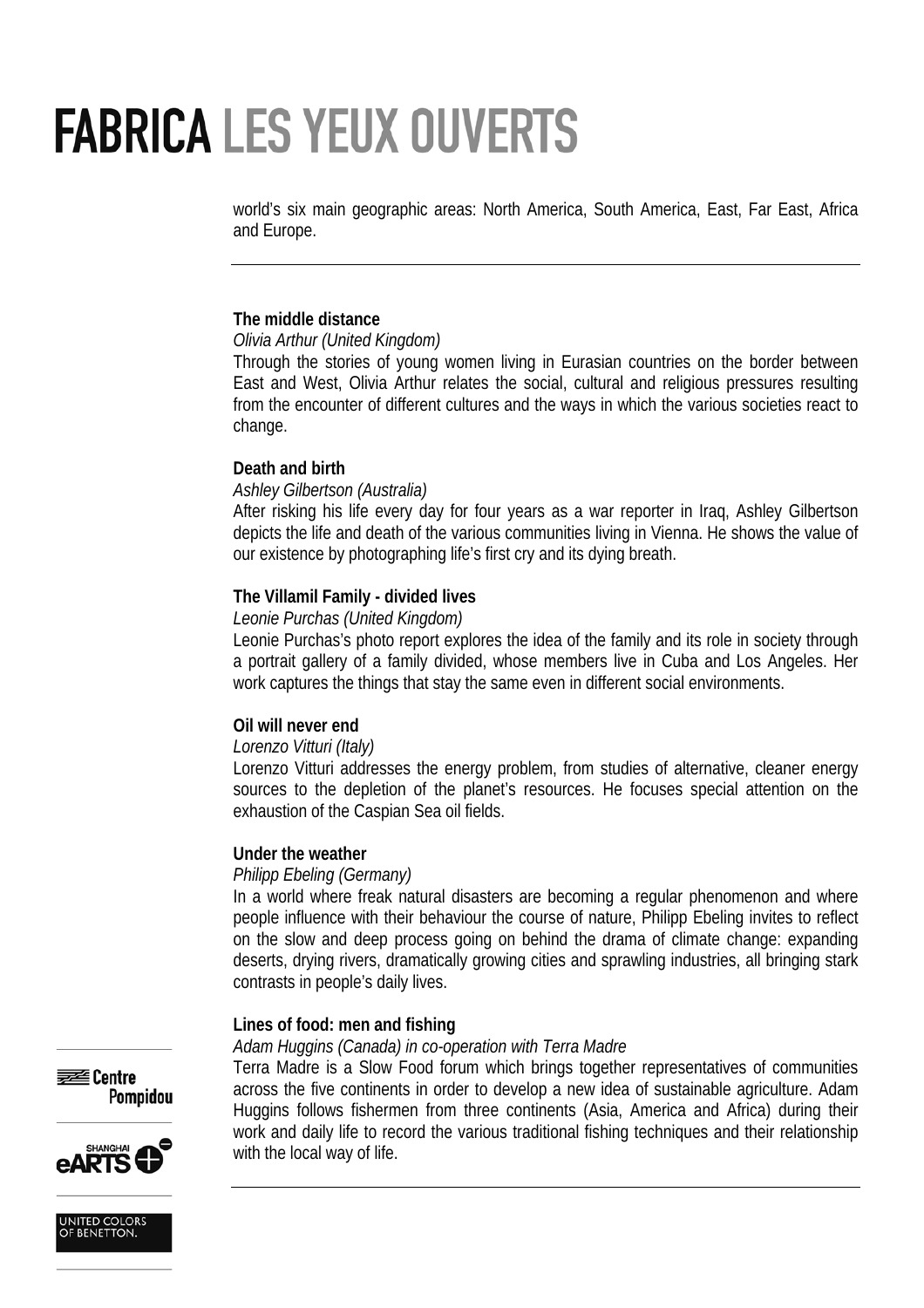world's six main geographic areas: North America, South America, East, Far East, Africa and Europe.

---

**The middle distance**

*Olivia Arthur (United Kingdom)*

Through the stories of young women living in Eurasian countries on the border between East and West, Olivia Arthur relates the social, cultural and religious pressures resulting from the encounter of different cultures and the ways in which the various societies react to change.

**Death and birth**

*Ashley Gilbertson (Australia)*

After risking his life every day for four years as a war reporter in Iraq, Ashley Gilbertson depicts the life and death of the various communities living in Vienna. He shows the value of our existence by photographing life's first cry and its dying breath.

**The Villamil Family - divided lives**

*Leonie Purchas (United Kingdom)*

Leonie Purchas's photo report explores the idea of the family and its role in society through a portrait gallery of a family divided, whose members live in Cuba and Los Angeles. Her work captures the things that stay the same even in different social environments.

**Oil will never end**

*Lorenzo Vitturi (Italy)*

Lorenzo Vitturi addresses the energy problem, from studies of alternative, cleaner energy sources to the depletion of the planet's resources. He focuses special attention on the exhaustion of the Caspian Sea oil fields.

**Under the weather**

*Philipp Ebeling (Germany)*

In a world where freak natural disasters are becoming a regular phenomenon and where people influence with their behaviour the course of nature, Philipp Ebeling invites to reflect on the slow and deep process going on behind the drama of climate change: expanding deserts, drying rivers, dramatically growing cities and sprawling industries, all bringing stark contrasts in people's daily lives.

**Lines of food: men and fishing**

*Adam Huggins (Canada) in co-operation with Terra Madre*

Terra Madre is a Slow Food forum which brings together representatives of communities across the five continents in order to develop a new idea of sustainable agriculture. Adam Huggins follows fishermen from three continents (Asia, America and Africa) during their work and daily life to record the various traditional fishing techniques and their relationship with the local way of life.

---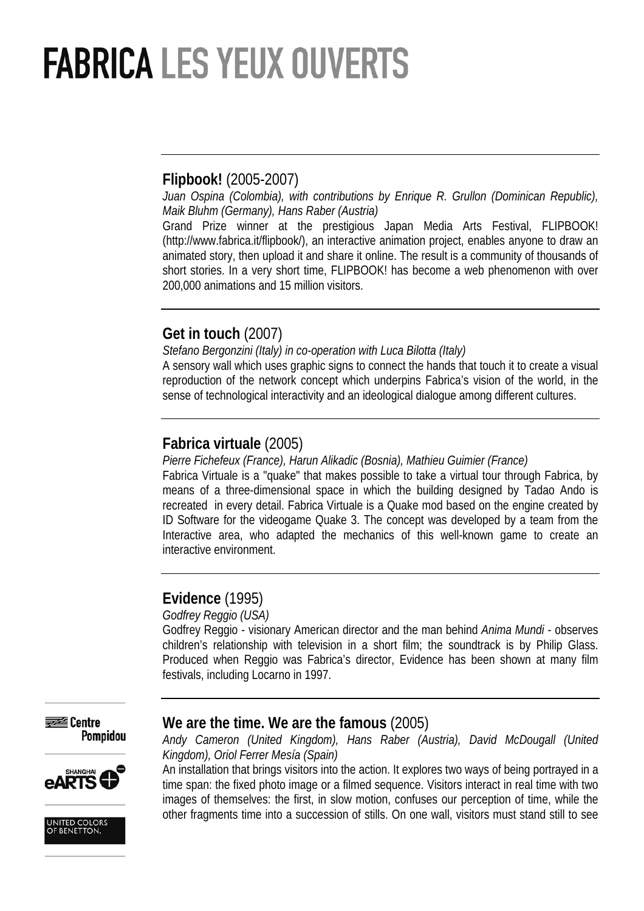# FABRICA LES YEUX OUVERTS

**Flipbook!** (2005-2007)

*Juan Ospina (Colombia), with contributions by Enrique R. Grullon (Dominican Republic), Maik Bluhm (Germany), Hans Raber (Austria)*

Grand Prize winner at the prestigious Japan Media Arts Festival, FLIPBOOK! (http://www.fabrica.it/flipbook/), an interactive animation project, enables anyone to draw an animated story, then upload it and share it online. The result is a community of thousands of short stories. In a very short time, FLIPBOOK! has become a web phenomenon with over 200,000 animations and 15 million visitors.

**Get in touch** (2007)

*Stefano Bergonzini (Italy) in co-operation with Luca Bilotta (Italy)*

A sensory wall which uses graphic signs to connect the hands that touch it to create a visual reproduction of the network concept which underpins Fabrica's vision of the world, in the sense of technological interactivity and an ideological dialogue among different cultures.

**Fabrica virtuale** (2005)

*Pierre Fichefeux (France), Harun Alikadic (Bosnia), Mathieu Guimier (France)*

Fabrica Virtuale is a "quake" that makes possible to take a virtual tour through Fabrica, by means of a three-dimensional space in which the building designed by Tadao Ando is recreated in every detail. Fabrica Virtuale is a Quake mod based on the engine created by ID Software for the videogame Quake 3. The concept was developed by a team from the Interactive area, who adapted the mechanics of this well-known game to create an interactive environment.

**Evidence** (1995)

*Godfrey Reggio (USA)*

Godfrey Reggio - visionary American director and the man behind *Anima Mundi* - observes children's relationship with television in a short film; the soundtrack is by Philip Glass. Produced when Reggio was Fabrica's director, Evidence has been shown at many film festivals, including Locarno in 1997.

**We are the time. We are the famous** (2005)

*Andy Cameron (United Kingdom), Hans Raber (Austria), David McDougall (United Kingdom), Oriol Ferrer Mesía (Spain)*

An installation that brings visitors into the action. It explores two ways of being portrayed in a time span: the fixed photo image or a filmed sequence. Visitors interact in real time with two images of themselves: the first, in slow motion, confuses our perception of time, while the other fragments time into a succession of stills. On one wall, visitors must stand still to see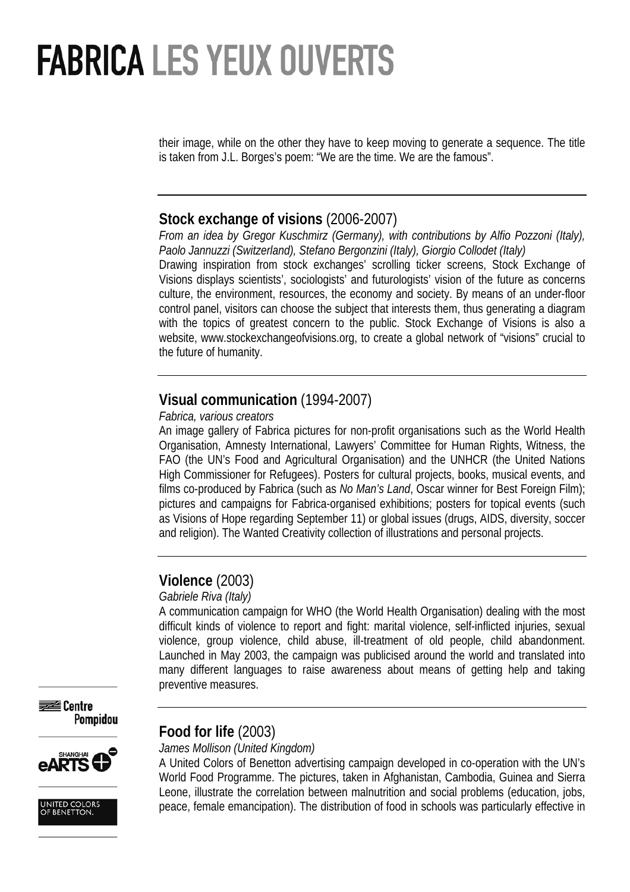their image, while on the other they have to keep moving to generate a sequence. The title is taken from J.L. Borges's poem: "We are the time. We are the famous".

## **Stock exchange of visions** (2006-2007)

*From an idea by Gregor Kuschmirz (Germany), with contributions by Alfio Pozzoni (Italy), Paolo Jannuzzi (Switzerland), Stefano Bergonzini (Italy), Giorgio Collodet (Italy)*

Drawing inspiration from stock exchanges' scrolling ticker screens, Stock Exchange of Visions displays scientists', sociologists' and futurologists' vision of the future as concerns culture, the environment, resources, the economy and society. By means of an under-floor control panel, visitors can choose the subject that interests them, thus generating a diagram with the topics of greatest concern to the public. Stock Exchange of Visions is also a website, www.stockexchangeofvisions.org, to create a global network of "visions" crucial to the future of humanity.

## **Visual communication** (1994-2007)

*Fabrica, various creators*

An image gallery of Fabrica pictures for non-profit organisations such as the World Health Organisation, Amnesty International, Lawyers' Committee for Human Rights, Witness, the FAO (the UN's Food and Agricultural Organisation) and the UNHCR (the United Nations High Commissioner for Refugees). Posters for cultural projects, books, musical events, and films co-produced by Fabrica (such as *No Man's Land*, Oscar winner for Best Foreign Film); pictures and campaigns for Fabrica-organised exhibitions; posters for topical events (such as Visions of Hope regarding September 11) or global issues (drugs, AIDS, diversity, soccer and religion). The Wanted Creativity collection of illustrations and personal projects.

## **Violence** (2003)

*Gabriele Riva (Italy)*

A communication campaign for WHO (the World Health Organisation) dealing with the most difficult kinds of violence to report and fight: marital violence, self-inflicted injuries, sexual violence, group violence, child abuse, ill-treatment of old people, child abandonment. Launched in May 2003, the campaign was publicised around the world and translated into many different languages to raise awareness about means of getting help and taking preventive measures.

## **Food for life** (2003)

*James Mollison (United Kingdom)*

A United Colors of Benetton advertising campaign developed in co-operation with the UN's World Food Programme. The pictures, taken in Afghanistan, Cambodia, Guinea and Sierra Leone, illustrate the correlation between malnutrition and social problems (education, jobs, peace, female emancipation). The distribution of food in schools was particularly effective in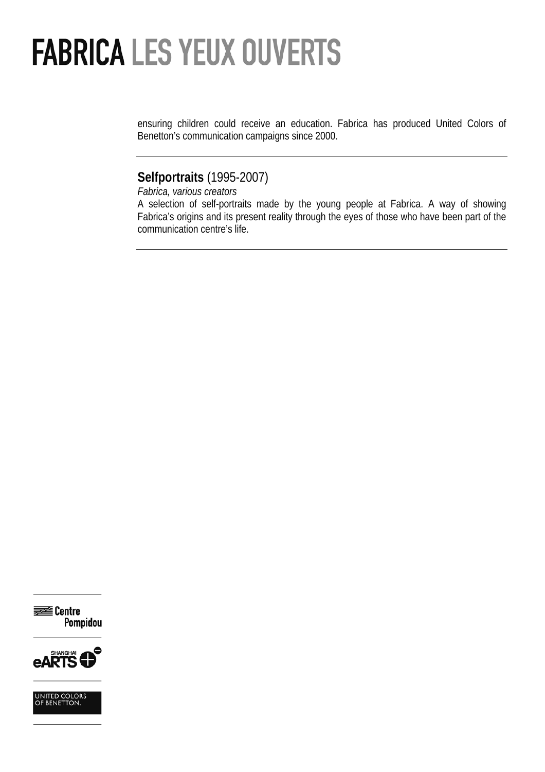ensuring children could receive an education. Fabrica has produced United Colors of Benetton's communication campaigns since 2000.

---

**Selfportraits** (1995-2007)

*Fabrica, various creators*

A selection of self-portraits made by the young people at Fabrica. A way of showing Fabrica's origins and its present reality through the eyes of those who have been part of the communication centre's life.

---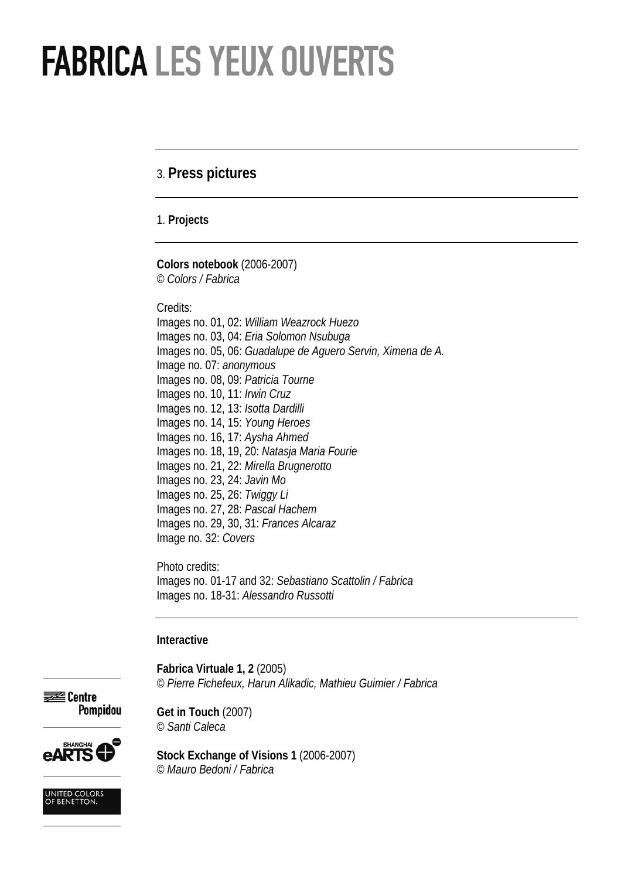## 3. Press pictures

### 1. Projects

**Colors notebook** (2006-2007)
*© Colors / Fabrica*

Credits:
Images no. 01, 02: *William Weazrock Huezo*
Images no. 03, 04: *Eria Solomon Nsubuga*
Images no. 05, 06: *Guadalupe de Aguero Servin, Ximena de A.*
Image no. 07: *anonymous*
Images no. 08, 09: *Patricia Tourne*
Images no. 10, 11: *Irwin Cruz*
Images no. 12, 13: *Isotta Dardilli*
Images no. 14, 15: *Young Heroes*
Images no. 16, 17: *Aysha Ahmed*
Images no. 18, 19, 20: *Natasja Maria Fourie*
Images no. 21, 22: *Mirella Brugnerotto*
Images no. 23, 24: *Javin Mo*
Images no. 25, 26: *Twiggy Li*
Images no. 27, 28: *Pascal Hachem*
Images no. 29, 30, 31: *Frances Alcaraz*
Image no. 32: *Covers*

Photo credits:
Images no. 01-17 and 32: *Sebastiano Scattolin / Fabrica*
Images no. 18-31: *Alessandro Russotti*

**Interactive**

**Fabrica Virtuale 1, 2** (2005)
*© Pierre Fichefeux, Harun Alikadic, Mathieu Guimier / Fabrica*

**Get in Touch** (2007)
*© Santi Caleca*

**Stock Exchange of Visions 1** (2006-2007)
*© Mauro Bedoni / Fabrica*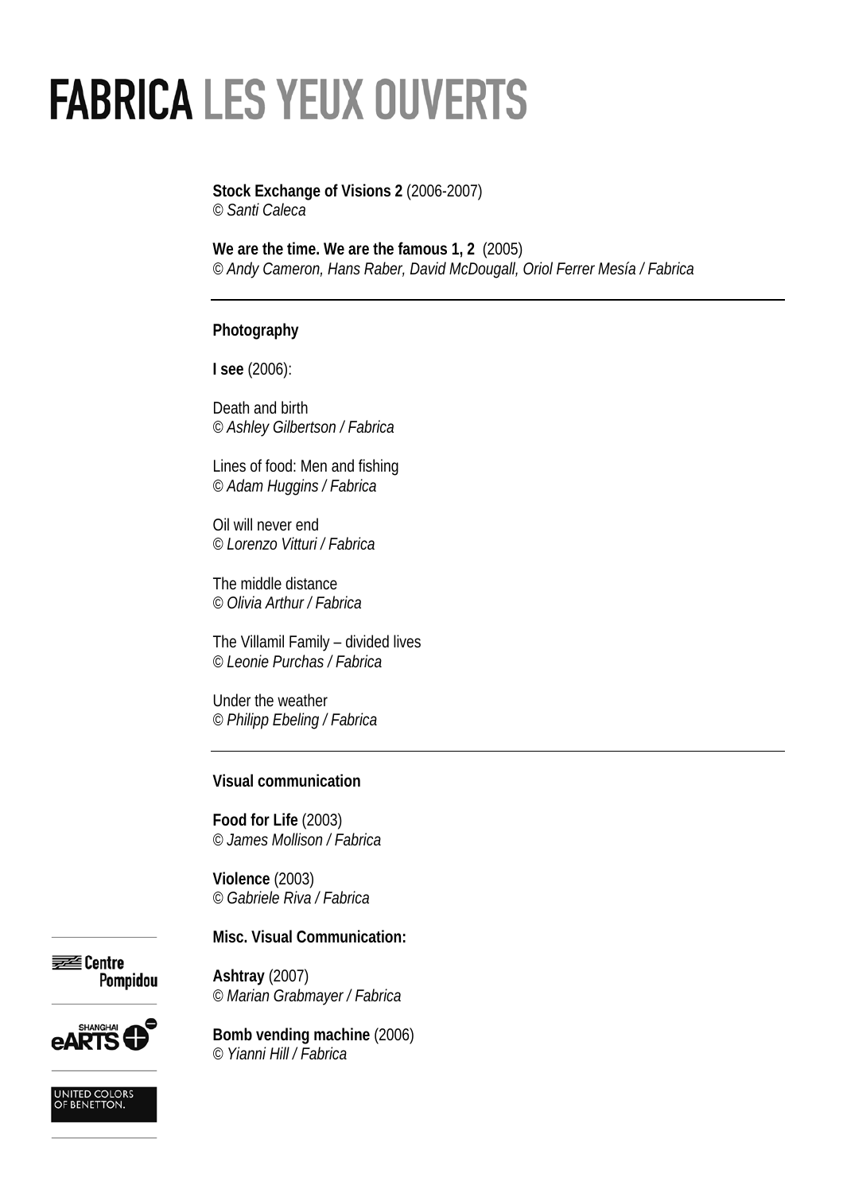# FABRICA LES YEUX OUVERTS

**Stock Exchange of Visions 2** (2006-2007)
*© Santi Caleca*

**We are the time. We are the famous 1, 2** (2005)
*© Andy Cameron, Hans Raber, David McDougall, Oriol Ferrer Mesía / Fabrica*

---

**Photography**

**I see** (2006):

Death and birth
*© Ashley Gilbertson / Fabrica*

Lines of food: Men and fishing
*© Adam Huggins / Fabrica*

Oil will never end
*© Lorenzo Vitturi / Fabrica*

The middle distance
*© Olivia Arthur / Fabrica*

The Villamil Family – divided lives
*© Leonie Purchas / Fabrica*

Under the weather
*© Philipp Ebeling / Fabrica*

---

**Visual communication**

**Food for Life** (2003)
*© James Mollison / Fabrica*

**Violence** (2003)
*© Gabriele Riva / Fabrica*

**Misc. Visual Communication:**

**Ashtray** (2007)
*© Marian Grabmayer / Fabrica*

**Bomb vending machine** (2006)
*© Yianni Hill / Fabrica*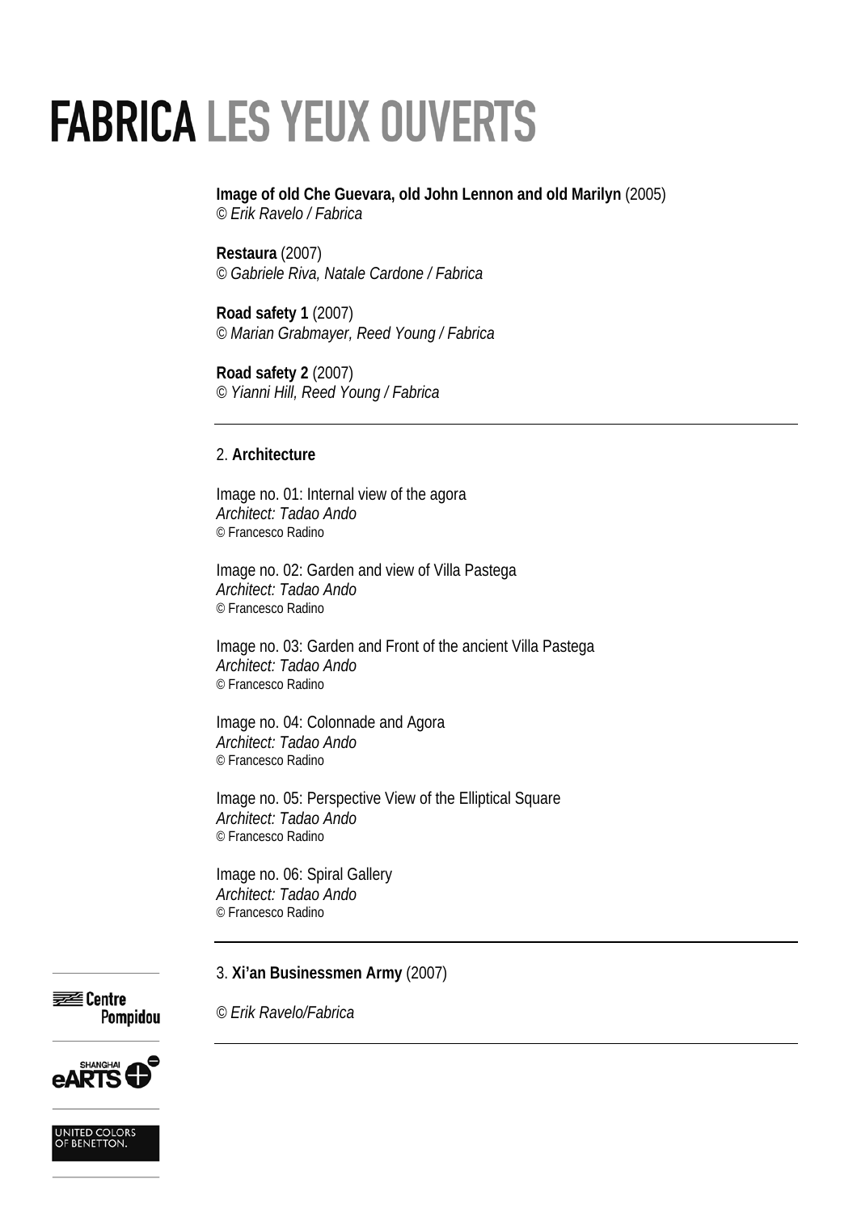**Image of old Che Guevara, old John Lennon and old Marilyn** (2005)
*© Erik Ravelo / Fabrica*

**Restaura** (2007)
*© Gabriele Riva, Natale Cardone / Fabrica*

**Road safety 1** (2007)
*© Marian Grabmayer, Reed Young / Fabrica*

**Road safety 2** (2007)
*© Yianni Hill, Reed Young / Fabrica*

---

## 2. **Architecture**

Image no. 01: Internal view of the agora
*Architect: Tadao Ando*
© Francesco Radino

Image no. 02: Garden and view of Villa Pastega
*Architect: Tadao Ando*
© Francesco Radino

Image no. 03: Garden and Front of the ancient Villa Pastega
*Architect: Tadao Ando*
© Francesco Radino

Image no. 04: Colonnade and Agora
*Architect: Tadao Ando*
© Francesco Radino

Image no. 05: Perspective View of the Elliptical Square
*Architect: Tadao Ando*
© Francesco Radino

Image no. 06: Spiral Gallery
*Architect: Tadao Ando*
© Francesco Radino

---

## 3. **Xi'an Businessmen Army** (2007)

*© Erik Ravelo/Fabrica*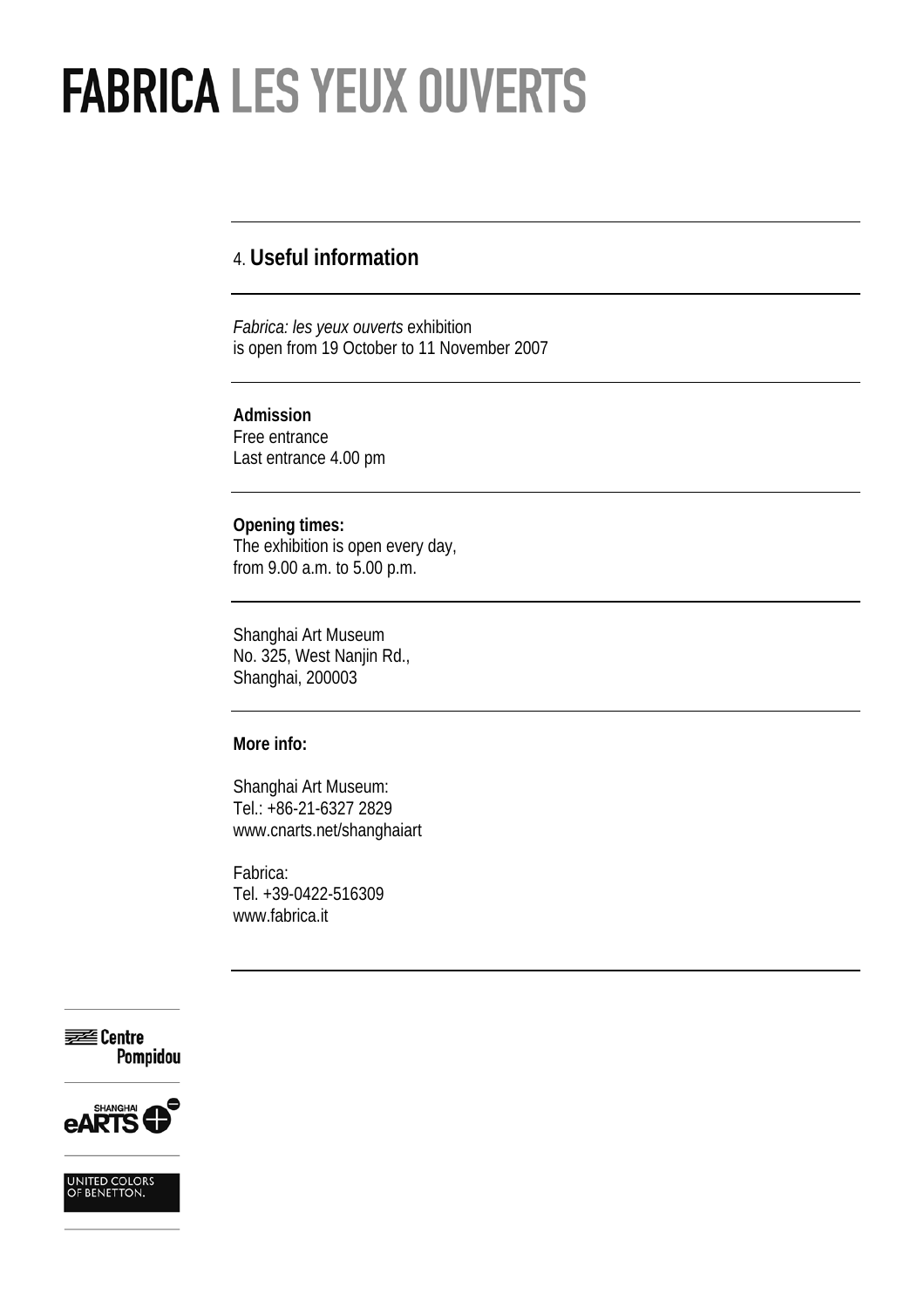# FABRICA LES YEUX OUVERTS

## 4. Useful information

*Fabrica: les yeux ouverts* exhibition
is open from 19 October to 11 November 2007

**Admission**
Free entrance
Last entrance 4.00 pm

**Opening times:**
The exhibition is open every day,
from 9.00 a.m. to 5.00 p.m.

Shanghai Art Museum
No. 325, West Nanjin Rd.,
Shanghai, 200003

**More info:**

Shanghai Art Museum:
Tel.: +86-21-6327 2829
www.cnarts.net/shanghaiart

Fabrica:
Tel. +39-0422-516309
www.fabrica.it

Centre Pompidou

SHANGHAI eARTS

UNITED COLORS OF BENETTON.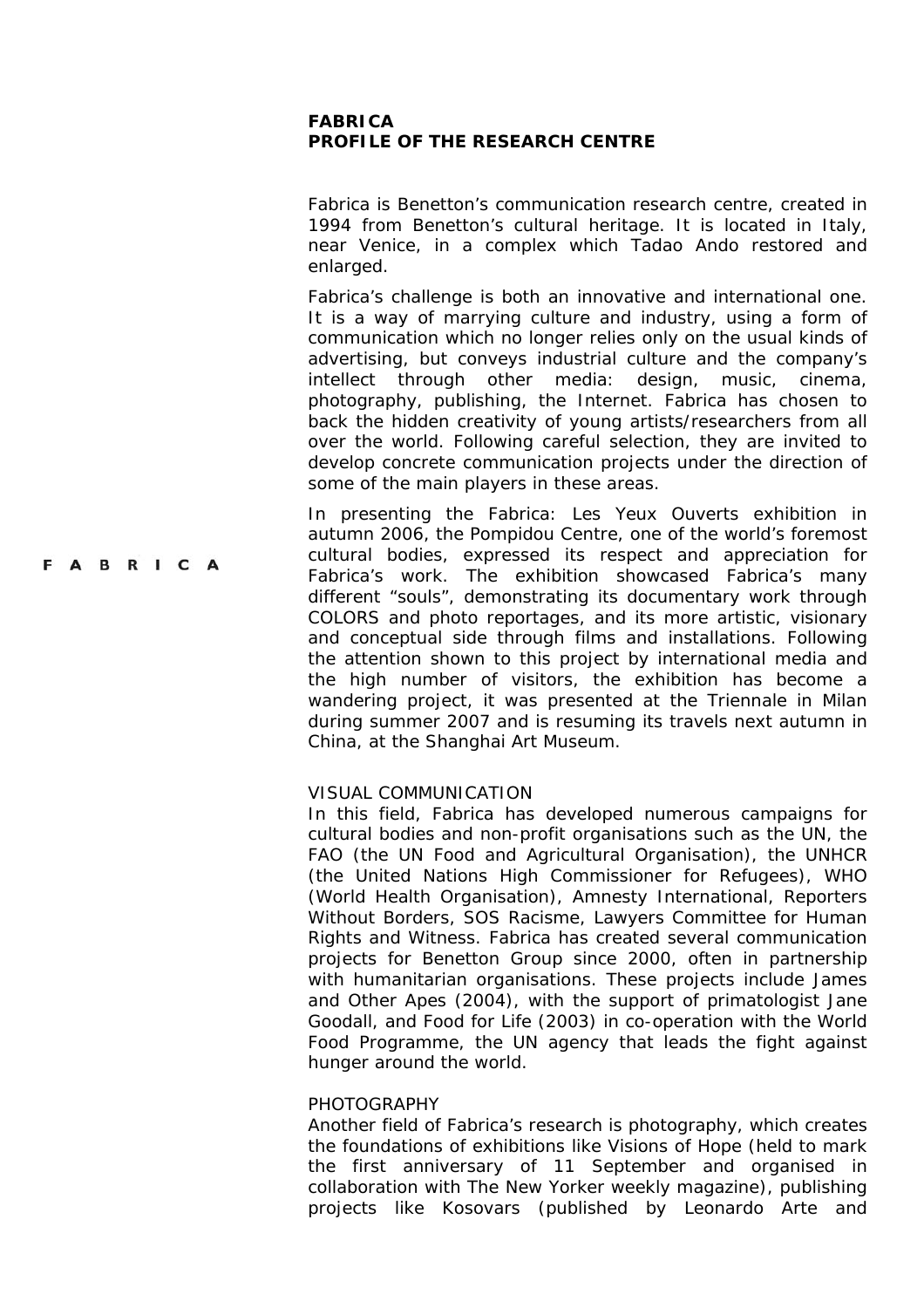**FABRICA**
**PROFILE OF THE RESEARCH CENTRE**

Fabrica is Benetton's communication research centre, created in 1994 from Benetton's cultural heritage. It is located in Italy, near Venice, in a complex which Tadao Ando restored and enlarged.

Fabrica's challenge is both an innovative and international one. It is a way of marrying culture and industry, using a form of communication which no longer relies only on the usual kinds of advertising, but conveys industrial culture and the company's intellect through other media: design, music, cinema, photography, publishing, the Internet. Fabrica has chosen to back the hidden creativity of young artists/researchers from all over the world. Following careful selection, they are invited to develop concrete communication projects under the direction of some of the main players in these areas.

In presenting the Fabrica: Les Yeux Ouverts exhibition in autumn 2006, the Pompidou Centre, one of the world's foremost cultural bodies, expressed its respect and appreciation for Fabrica's work. The exhibition showcased Fabrica's many different "souls", demonstrating its documentary work through COLORS and photo reportages, and its more artistic, visionary and conceptual side through films and installations. Following the attention shown to this project by international media and the high number of visitors, the exhibition has become a wandering project, it was presented at the Triennale in Milan during summer 2007 and is resuming its travels next autumn in China, at the Shanghai Art Museum.

VISUAL COMMUNICATION

In this field, Fabrica has developed numerous campaigns for cultural bodies and non-profit organisations such as the UN, the FAO (the UN Food and Agricultural Organisation), the UNHCR (the United Nations High Commissioner for Refugees), WHO (World Health Organisation), Amnesty International, Reporters Without Borders, SOS Racisme, Lawyers Committee for Human Rights and Witness. Fabrica has created several communication projects for Benetton Group since 2000, often in partnership with humanitarian organisations. These projects include James and Other Apes (2004), with the support of primatologist Jane Goodall, and Food for Life (2003) in co-operation with the World Food Programme, the UN agency that leads the fight against hunger around the world.

PHOTOGRAPHY

Another field of Fabrica's research is photography, which creates the foundations of exhibitions like Visions of Hope (held to mark the first anniversary of 11 September and organised in collaboration with The New Yorker weekly magazine), publishing projects like Kosovars (published by Leonardo Arte and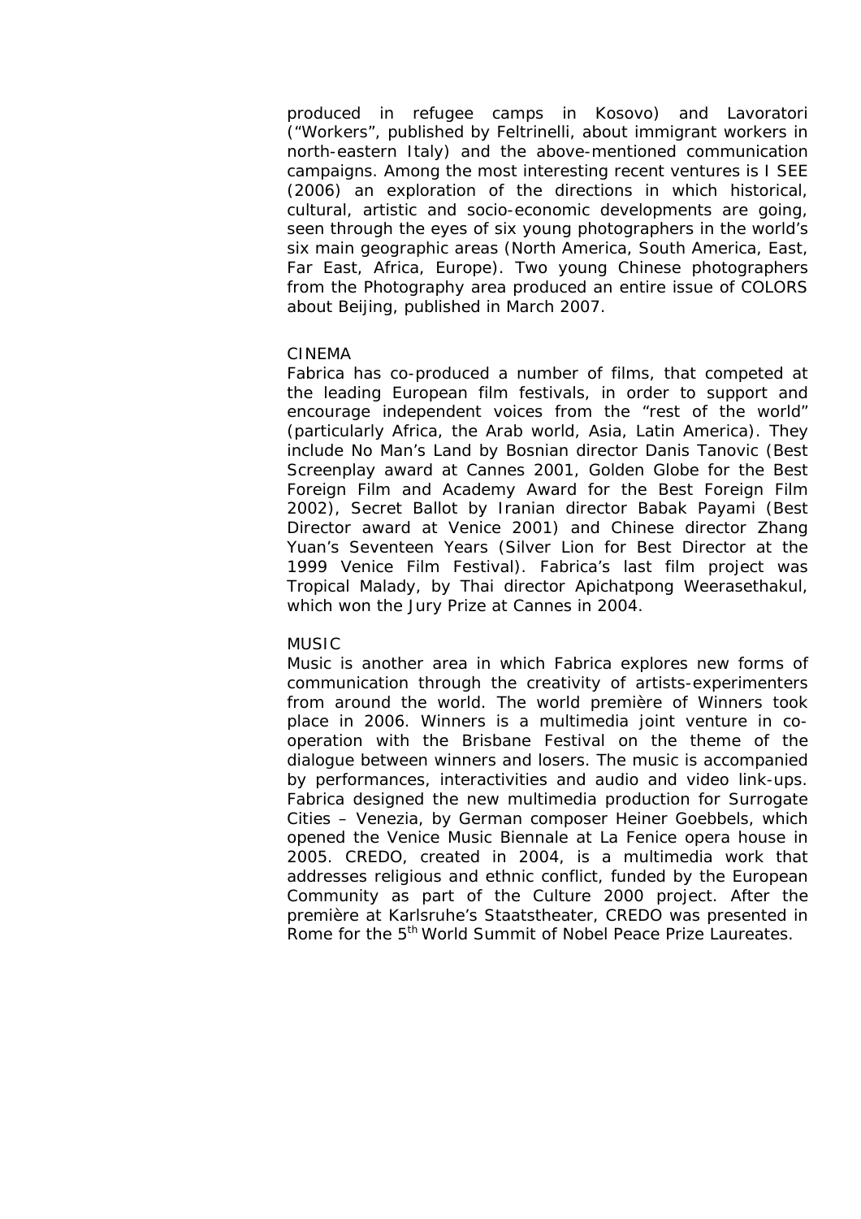produced in refugee camps in Kosovo) and Lavoratori ("Workers", published by Feltrinelli, about immigrant workers in north-eastern Italy) and the above-mentioned communication campaigns. Among the most interesting recent ventures is I SEE (2006) an exploration of the directions in which historical, cultural, artistic and socio-economic developments are going, seen through the eyes of six young photographers in the world's six main geographic areas (North America, South America, East, Far East, Africa, Europe). Two young Chinese photographers from the Photography area produced an entire issue of COLORS about Beijing, published in March 2007.

## CINEMA

Fabrica has co-produced a number of films, that competed at the leading European film festivals, in order to support and encourage independent voices from the "rest of the world" (particularly Africa, the Arab world, Asia, Latin America). They include No Man's Land by Bosnian director Danis Tanovic (Best Screenplay award at Cannes 2001, Golden Globe for the Best Foreign Film and Academy Award for the Best Foreign Film 2002), Secret Ballot by Iranian director Babak Payami (Best Director award at Venice 2001) and Chinese director Zhang Yuan's Seventeen Years (Silver Lion for Best Director at the 1999 Venice Film Festival). Fabrica's last film project was Tropical Malady, by Thai director Apichatpong Weerasethakul, which won the Jury Prize at Cannes in 2004.

## MUSIC

Music is another area in which Fabrica explores new forms of communication through the creativity of artists-experimenters from around the world. The world première of Winners took place in 2006. Winners is a multimedia joint venture in co-operation with the Brisbane Festival on the theme of the dialogue between winners and losers. The music is accompanied by performances, interactivities and audio and video link-ups. Fabrica designed the new multimedia production for Surrogate Cities – Venezia, by German composer Heiner Goebbels, which opened the Venice Music Biennale at La Fenice opera house in 2005. CREDO, created in 2004, is a multimedia work that addresses religious and ethnic conflict, funded by the European Community as part of the Culture 2000 project. After the première at Karlsruhe's Staatstheater, CREDO was presented in Rome for the 5th World Summit of Nobel Peace Prize Laureates.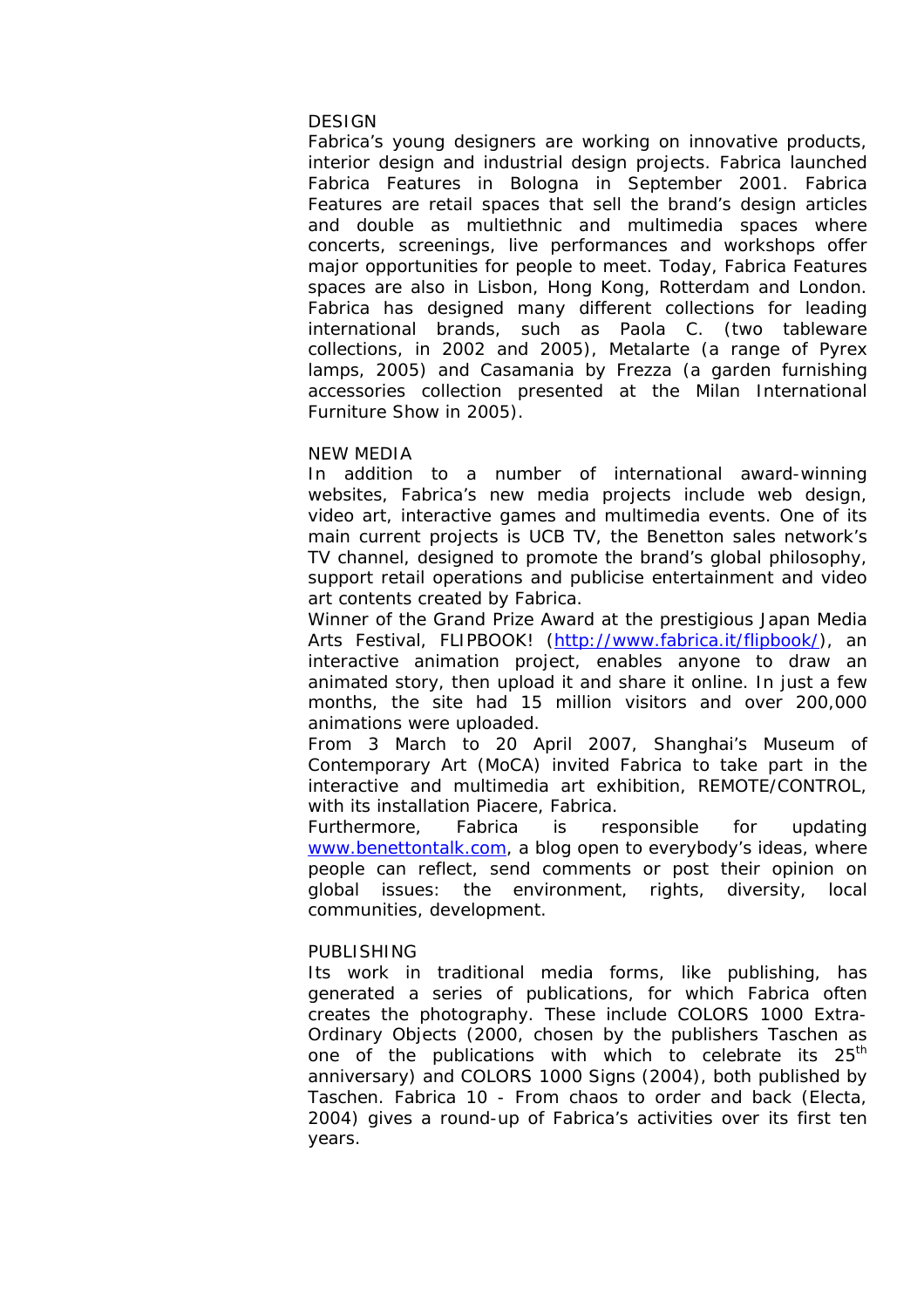## DESIGN

Fabrica's young designers are working on innovative products, interior design and industrial design projects. Fabrica launched Fabrica Features in Bologna in September 2001. Fabrica Features are retail spaces that sell the brand's design articles and double as multiethnic and multimedia spaces where concerts, screenings, live performances and workshops offer major opportunities for people to meet. Today, Fabrica Features spaces are also in Lisbon, Hong Kong, Rotterdam and London. Fabrica has designed many different collections for leading international brands, such as Paola C. (two tableware collections, in 2002 and 2005), Metalarte (a range of Pyrex lamps, 2005) and Casamania by Frezza (a garden furnishing accessories collection presented at the Milan International Furniture Show in 2005).

## NEW MEDIA

In addition to a number of international award-winning websites, Fabrica's new media projects include web design, video art, interactive games and multimedia events. One of its main current projects is UCB TV, the Benetton sales network's TV channel, designed to promote the brand's global philosophy, support retail operations and publicise entertainment and video art contents created by Fabrica.

Winner of the Grand Prize Award at the prestigious Japan Media Arts Festival, FLIPBOOK! (http://www.fabrica.it/flipbook/), an interactive animation project, enables anyone to draw an animated story, then upload it and share it online. In just a few months, the site had 15 million visitors and over 200,000 animations were uploaded.

From 3 March to 20 April 2007, Shanghai's Museum of Contemporary Art (MoCA) invited Fabrica to take part in the interactive and multimedia art exhibition, REMOTE/CONTROL, with its installation Piacere, Fabrica.

Furthermore, Fabrica is responsible for updating www.benettontalk.com, a blog open to everybody's ideas, where people can reflect, send comments or post their opinion on global issues: the environment, rights, diversity, local communities, development.

## PUBLISHING

Its work in traditional media forms, like publishing, has generated a series of publications, for which Fabrica often creates the photography. These include COLORS 1000 Extra-Ordinary Objects (2000, chosen by the publishers Taschen as one of the publications with which to celebrate its 25th anniversary) and COLORS 1000 Signs (2004), both published by Taschen. Fabrica 10 - From chaos to order and back (Electa, 2004) gives a round-up of Fabrica's activities over its first ten years.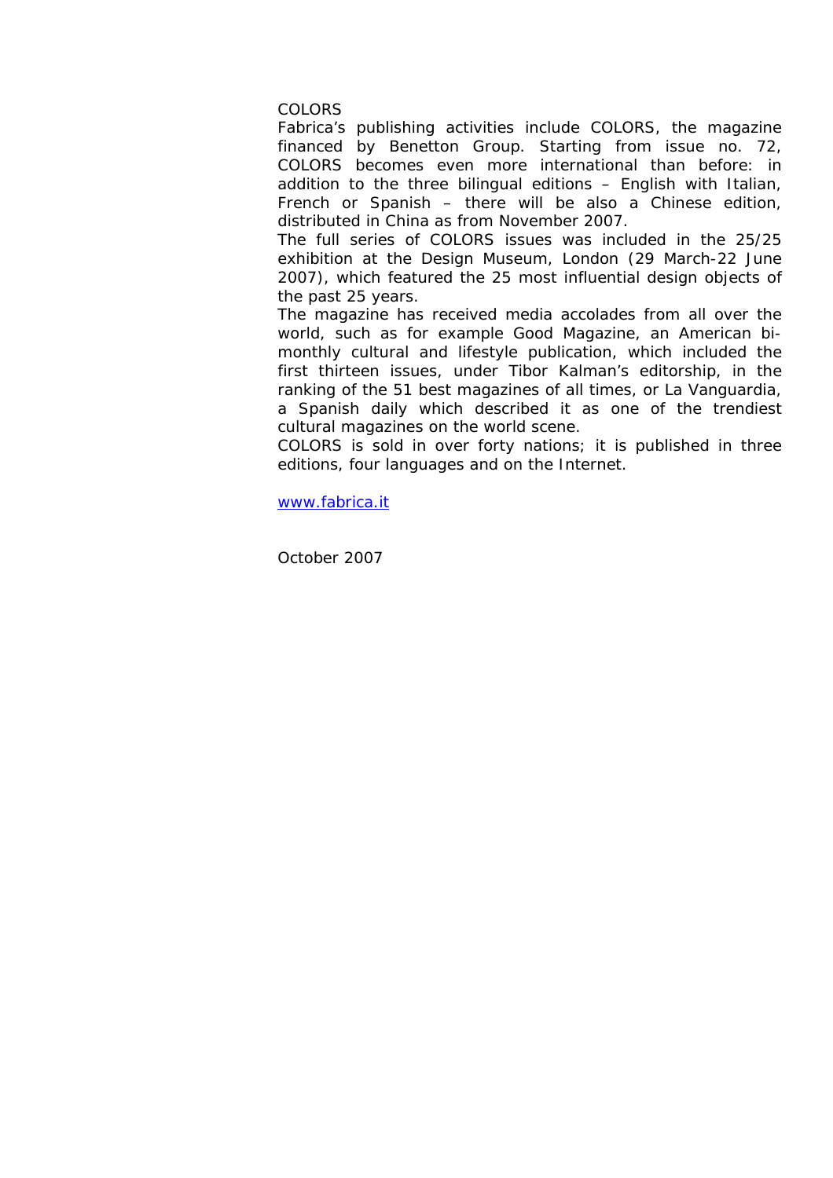## COLORS

Fabrica's publishing activities include COLORS, the magazine financed by Benetton Group. Starting from issue no. 72, COLORS becomes even more international than before: in addition to the three bilingual editions – English with Italian, French or Spanish – there will be also a Chinese edition, distributed in China as from November 2007.

The full series of COLORS issues was included in the 25/25 exhibition at the Design Museum, London (29 March-22 June 2007), which featured the 25 most influential design objects of the past 25 years.

The magazine has received media accolades from all over the world, such as for example Good Magazine, an American bi-monthly cultural and lifestyle publication, which included the first thirteen issues, under Tibor Kalman's editorship, in the ranking of the 51 best magazines of all times, or La Vanguardia, a Spanish daily which described it as one of the trendiest cultural magazines on the world scene.

COLORS is sold in over forty nations; it is published in three editions, four languages and on the Internet.

[www.fabrica.it](http://www.fabrica.it)

October 2007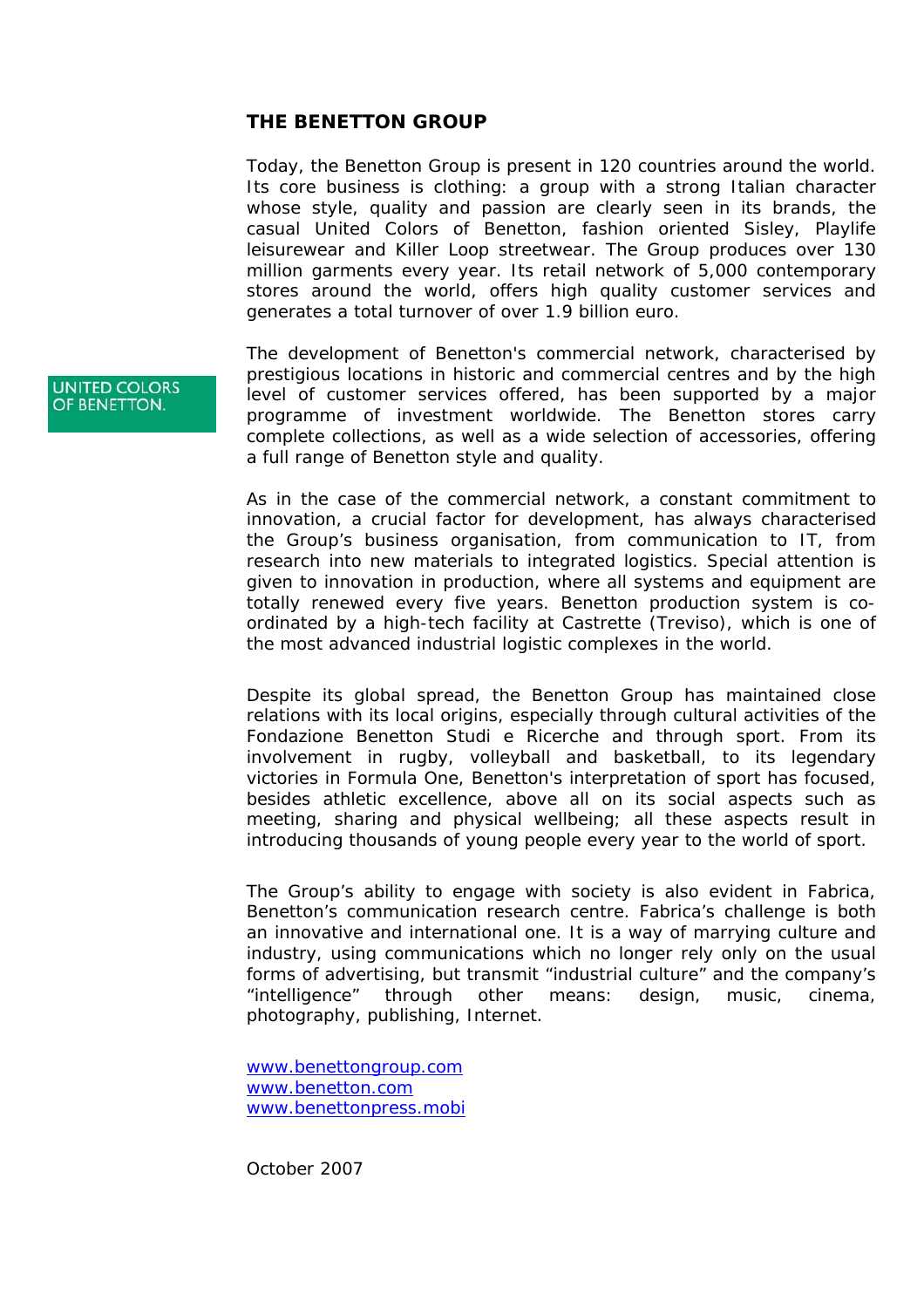## THE BENETTON GROUP

UNITED COLORS OF BENETTON.

Today, the Benetton Group is present in 120 countries around the world. Its core business is clothing: a group with a strong Italian character whose style, quality and passion are clearly seen in its brands, the casual United Colors of Benetton, fashion oriented Sisley, Playlife leisurewear and Killer Loop streetwear. The Group produces over 130 million garments every year. Its retail network of 5,000 contemporary stores around the world, offers high quality customer services and generates a total turnover of over 1.9 billion euro.

The development of Benetton's commercial network, characterised by prestigious locations in historic and commercial centres and by the high level of customer services offered, has been supported by a major programme of investment worldwide. The Benetton stores carry complete collections, as well as a wide selection of accessories, offering a full range of Benetton style and quality.

As in the case of the commercial network, a constant commitment to innovation, a crucial factor for development, has always characterised the Group's business organisation, from communication to IT, from research into new materials to integrated logistics. Special attention is given to innovation in production, where all systems and equipment are totally renewed every five years. Benetton production system is co-ordinated by a high-tech facility at Castrette (Treviso), which is one of the most advanced industrial logistic complexes in the world.

Despite its global spread, the Benetton Group has maintained close relations with its local origins, especially through cultural activities of the Fondazione Benetton Studi e Ricerche and through sport. From its involvement in rugby, volleyball and basketball, to its legendary victories in Formula One, Benetton's interpretation of sport has focused, besides athletic excellence, above all on its social aspects such as meeting, sharing and physical wellbeing; all these aspects result in introducing thousands of young people every year to the world of sport.

The Group's ability to engage with society is also evident in Fabrica, Benetton's communication research centre. Fabrica's challenge is both an innovative and international one. It is a way of marrying culture and industry, using communications which no longer rely only on the usual forms of advertising, but transmit "industrial culture" and the company's "intelligence" through other means: design, music, cinema, photography, publishing, Internet.

www.benettongroup.com
www.benetton.com
www.benettonpress.mobi

October 2007